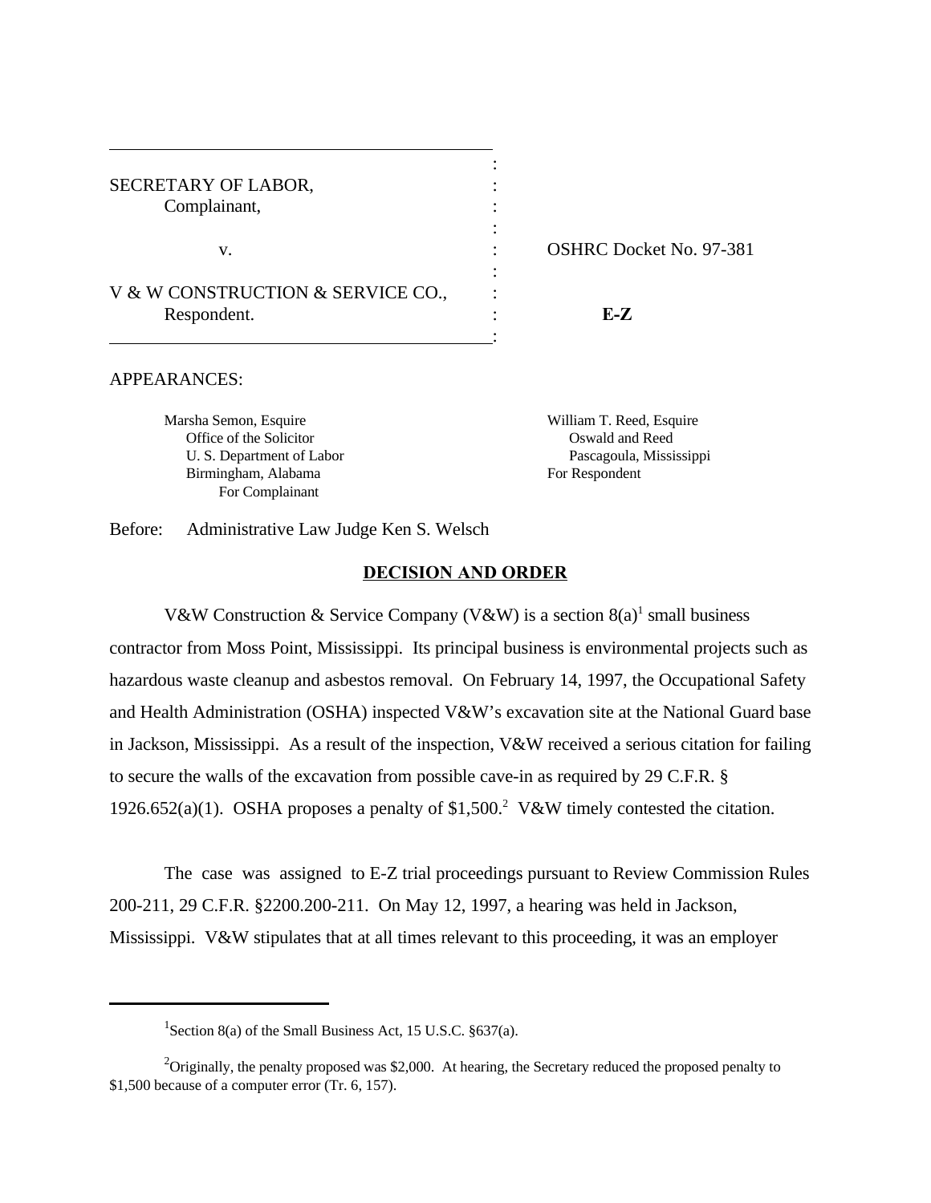| | | |
|---|---|---|
| SECRETARY OF LABOR, Complainant, | : | |
| v. | : | OSHRC Docket No. 97-381 |
| V & W CONSTRUCTION & SERVICE CO., Respondent. | : | **E-Z** |

APPEARANCES:

Marsha Semon, Esquire
Office of the Solicitor
U. S. Department of Labor
Birmingham, Alabama
For Complainant

William T. Reed, Esquire
Oswald and Reed
Pascagoula, Mississippi
For Respondent

Before: Administrative Law Judge Ken S. Welsch

## DECISION AND ORDER

V&W Construction & Service Company (V&W) is a section 8(a)[1] small business contractor from Moss Point, Mississippi. Its principal business is environmental projects such as hazardous waste cleanup and asbestos removal. On February 14, 1997, the Occupational Safety and Health Administration (OSHA) inspected V&W's excavation site at the National Guard base in Jackson, Mississippi. As a result of the inspection, V&W received a serious citation for failing to secure the walls of the excavation from possible cave-in as required by 29 C.F.R. § 1926.652(a)(1). OSHA proposes a penalty of $1,500.[2] V&W timely contested the citation.

The case was assigned to E-Z trial proceedings pursuant to Review Commission Rules 200-211, 29 C.F.R. §2200.200-211. On May 12, 1997, a hearing was held in Jackson, Mississippi. V&W stipulates that at all times relevant to this proceeding, it was an employer

---

[1] Section 8(a) of the Small Business Act, 15 U.S.C. §637(a).

[2] Originally, the penalty proposed was $2,000. At hearing, the Secretary reduced the proposed penalty to $1,500 because of a computer error (Tr. 6, 157).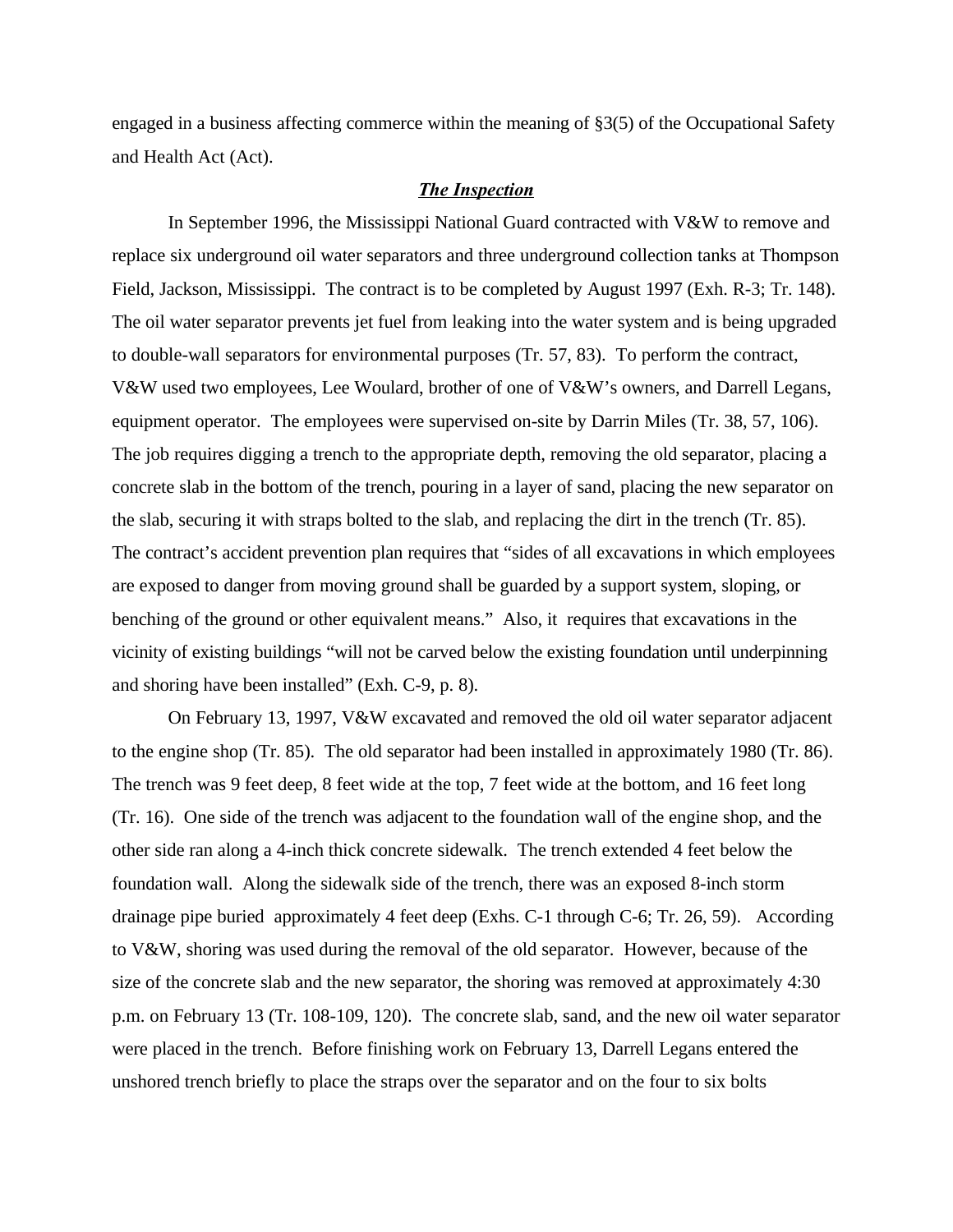engaged in a business affecting commerce within the meaning of §3(5) of the Occupational Safety and Health Act (Act).

***The Inspection***

In September 1996, the Mississippi National Guard contracted with V&W to remove and replace six underground oil water separators and three underground collection tanks at Thompson Field, Jackson, Mississippi. The contract is to be completed by August 1997 (Exh. R-3; Tr. 148). The oil water separator prevents jet fuel from leaking into the water system and is being upgraded to double-wall separators for environmental purposes (Tr. 57, 83). To perform the contract, V&W used two employees, Lee Woulard, brother of one of V&W's owners, and Darrell Legans, equipment operator. The employees were supervised on-site by Darrin Miles (Tr. 38, 57, 106). The job requires digging a trench to the appropriate depth, removing the old separator, placing a concrete slab in the bottom of the trench, pouring in a layer of sand, placing the new separator on the slab, securing it with straps bolted to the slab, and replacing the dirt in the trench (Tr. 85). The contract's accident prevention plan requires that "sides of all excavations in which employees are exposed to danger from moving ground shall be guarded by a support system, sloping, or benching of the ground or other equivalent means." Also, it requires that excavations in the vicinity of existing buildings "will not be carved below the existing foundation until underpinning and shoring have been installed" (Exh. C-9, p. 8).

On February 13, 1997, V&W excavated and removed the old oil water separator adjacent to the engine shop (Tr. 85). The old separator had been installed in approximately 1980 (Tr. 86). The trench was 9 feet deep, 8 feet wide at the top, 7 feet wide at the bottom, and 16 feet long (Tr. 16). One side of the trench was adjacent to the foundation wall of the engine shop, and the other side ran along a 4-inch thick concrete sidewalk. The trench extended 4 feet below the foundation wall. Along the sidewalk side of the trench, there was an exposed 8-inch storm drainage pipe buried approximately 4 feet deep (Exhs. C-1 through C-6; Tr. 26, 59). According to V&W, shoring was used during the removal of the old separator. However, because of the size of the concrete slab and the new separator, the shoring was removed at approximately 4:30 p.m. on February 13 (Tr. 108-109, 120). The concrete slab, sand, and the new oil water separator were placed in the trench. Before finishing work on February 13, Darrell Legans entered the unshored trench briefly to place the straps over the separator and on the four to six bolts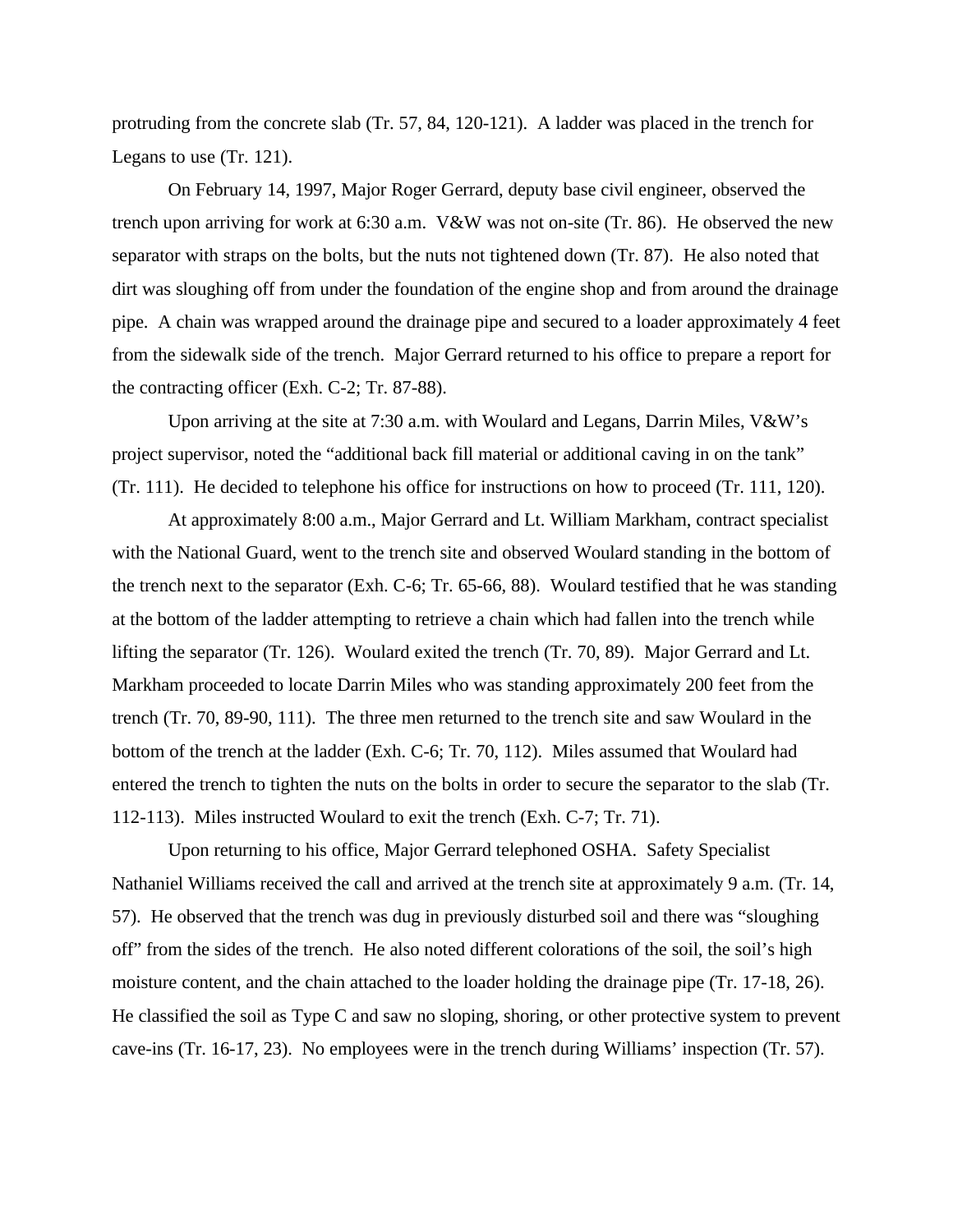protruding from the concrete slab (Tr. 57, 84, 120-121). A ladder was placed in the trench for Legans to use (Tr. 121).

On February 14, 1997, Major Roger Gerrard, deputy base civil engineer, observed the trench upon arriving for work at 6:30 a.m. V&W was not on-site (Tr. 86). He observed the new separator with straps on the bolts, but the nuts not tightened down (Tr. 87). He also noted that dirt was sloughing off from under the foundation of the engine shop and from around the drainage pipe. A chain was wrapped around the drainage pipe and secured to a loader approximately 4 feet from the sidewalk side of the trench. Major Gerrard returned to his office to prepare a report for the contracting officer (Exh. C-2; Tr. 87-88).

Upon arriving at the site at 7:30 a.m. with Woulard and Legans, Darrin Miles, V&W's project supervisor, noted the "additional back fill material or additional caving in on the tank" (Tr. 111). He decided to telephone his office for instructions on how to proceed (Tr. 111, 120).

At approximately 8:00 a.m., Major Gerrard and Lt. William Markham, contract specialist with the National Guard, went to the trench site and observed Woulard standing in the bottom of the trench next to the separator (Exh. C-6; Tr. 65-66, 88). Woulard testified that he was standing at the bottom of the ladder attempting to retrieve a chain which had fallen into the trench while lifting the separator (Tr. 126). Woulard exited the trench (Tr. 70, 89). Major Gerrard and Lt. Markham proceeded to locate Darrin Miles who was standing approximately 200 feet from the trench (Tr. 70, 89-90, 111). The three men returned to the trench site and saw Woulard in the bottom of the trench at the ladder (Exh. C-6; Tr. 70, 112). Miles assumed that Woulard had entered the trench to tighten the nuts on the bolts in order to secure the separator to the slab (Tr. 112-113). Miles instructed Woulard to exit the trench (Exh. C-7; Tr. 71).

Upon returning to his office, Major Gerrard telephoned OSHA. Safety Specialist Nathaniel Williams received the call and arrived at the trench site at approximately 9 a.m. (Tr. 14, 57). He observed that the trench was dug in previously disturbed soil and there was "sloughing off" from the sides of the trench. He also noted different colorations of the soil, the soil's high moisture content, and the chain attached to the loader holding the drainage pipe (Tr. 17-18, 26). He classified the soil as Type C and saw no sloping, shoring, or other protective system to prevent cave-ins (Tr. 16-17, 23). No employees were in the trench during Williams' inspection (Tr. 57).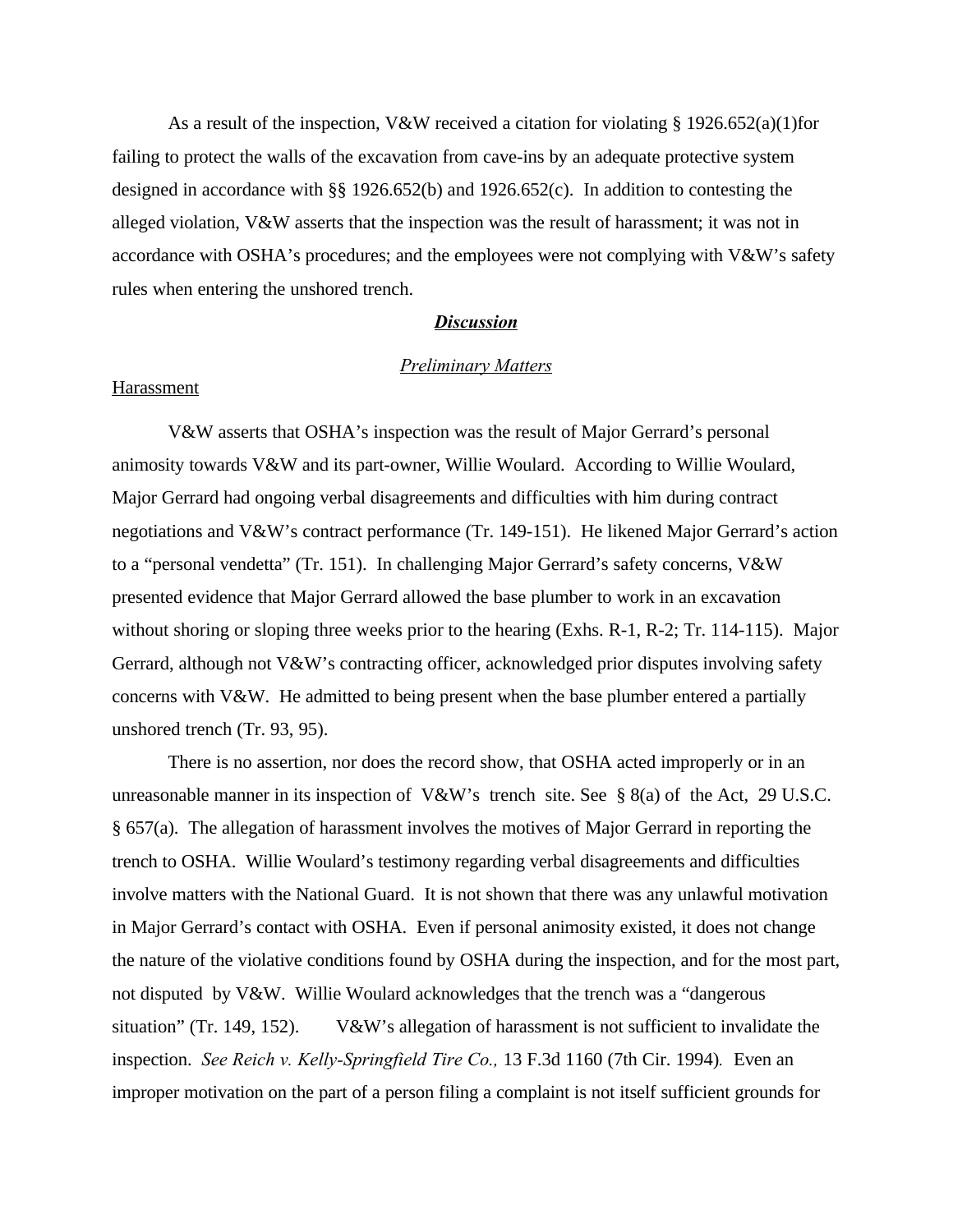As a result of the inspection, V&W received a citation for violating § 1926.652(a)(1)for failing to protect the walls of the excavation from cave-ins by an adequate protective system designed in accordance with §§ 1926.652(b) and 1926.652(c). In addition to contesting the alleged violation, V&W asserts that the inspection was the result of harassment; it was not in accordance with OSHA's procedures; and the employees were not complying with V&W's safety rules when entering the unshored trench.

## ***Discussion***

### *Preliminary Matters*

Harassment

V&W asserts that OSHA's inspection was the result of Major Gerrard's personal animosity towards V&W and its part-owner, Willie Woulard. According to Willie Woulard, Major Gerrard had ongoing verbal disagreements and difficulties with him during contract negotiations and V&W's contract performance (Tr. 149-151). He likened Major Gerrard's action to a "personal vendetta" (Tr. 151). In challenging Major Gerrard's safety concerns, V&W presented evidence that Major Gerrard allowed the base plumber to work in an excavation without shoring or sloping three weeks prior to the hearing (Exhs. R-1, R-2; Tr. 114-115). Major Gerrard, although not V&W's contracting officer, acknowledged prior disputes involving safety concerns with V&W. He admitted to being present when the base plumber entered a partially unshored trench (Tr. 93, 95).

There is no assertion, nor does the record show, that OSHA acted improperly or in an unreasonable manner in its inspection of V&W's trench site. See § 8(a) of the Act, 29 U.S.C. § 657(a). The allegation of harassment involves the motives of Major Gerrard in reporting the trench to OSHA. Willie Woulard's testimony regarding verbal disagreements and difficulties involve matters with the National Guard. It is not shown that there was any unlawful motivation in Major Gerrard's contact with OSHA. Even if personal animosity existed, it does not change the nature of the violative conditions found by OSHA during the inspection, and for the most part, not disputed by V&W. Willie Woulard acknowledges that the trench was a "dangerous situation" (Tr. 149, 152). V&W's allegation of harassment is not sufficient to invalidate the inspection. *See Reich v. Kelly-Springfield Tire Co.,* 13 F.3d 1160 (7th Cir. 1994). Even an improper motivation on the part of a person filing a complaint is not itself sufficient grounds for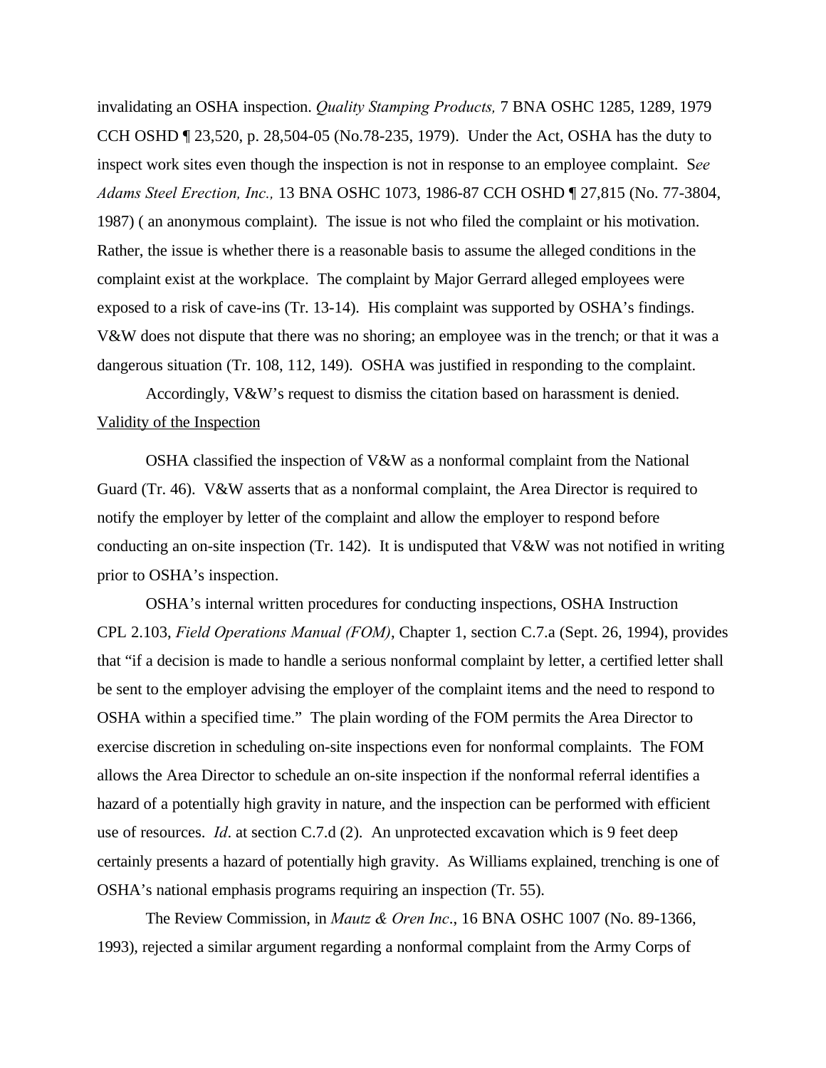invalidating an OSHA inspection. *Quality Stamping Products,* 7 BNA OSHC 1285, 1289, 1979 CCH OSHD ¶ 23,520, p. 28,504-05 (No.78-235, 1979). Under the Act, OSHA has the duty to inspect work sites even though the inspection is not in response to an employee complaint. S*ee Adams Steel Erection, Inc.,* 13 BNA OSHC 1073, 1986-87 CCH OSHD ¶ 27,815 (No. 77-3804, 1987) ( an anonymous complaint). The issue is not who filed the complaint or his motivation. Rather, the issue is whether there is a reasonable basis to assume the alleged conditions in the complaint exist at the workplace. The complaint by Major Gerrard alleged employees were exposed to a risk of cave-ins (Tr. 13-14). His complaint was supported by OSHA's findings. V&W does not dispute that there was no shoring; an employee was in the trench; or that it was a dangerous situation (Tr. 108, 112, 149). OSHA was justified in responding to the complaint.

Accordingly, V&W's request to dismiss the citation based on harassment is denied.

Validity of the Inspection

OSHA classified the inspection of V&W as a nonformal complaint from the National Guard (Tr. 46). V&W asserts that as a nonformal complaint, the Area Director is required to notify the employer by letter of the complaint and allow the employer to respond before conducting an on-site inspection (Tr. 142). It is undisputed that V&W was not notified in writing prior to OSHA's inspection.

OSHA's internal written procedures for conducting inspections, OSHA Instruction CPL 2.103, *Field Operations Manual (FOM)*, Chapter 1, section C.7.a (Sept. 26, 1994), provides that "if a decision is made to handle a serious nonformal complaint by letter, a certified letter shall be sent to the employer advising the employer of the complaint items and the need to respond to OSHA within a specified time." The plain wording of the FOM permits the Area Director to exercise discretion in scheduling on-site inspections even for nonformal complaints. The FOM allows the Area Director to schedule an on-site inspection if the nonformal referral identifies a hazard of a potentially high gravity in nature, and the inspection can be performed with efficient use of resources. *Id*. at section C.7.d (2). An unprotected excavation which is 9 feet deep certainly presents a hazard of potentially high gravity. As Williams explained, trenching is one of OSHA's national emphasis programs requiring an inspection (Tr. 55).

The Review Commission, in *Mautz & Oren Inc*., 16 BNA OSHC 1007 (No. 89-1366, 1993), rejected a similar argument regarding a nonformal complaint from the Army Corps of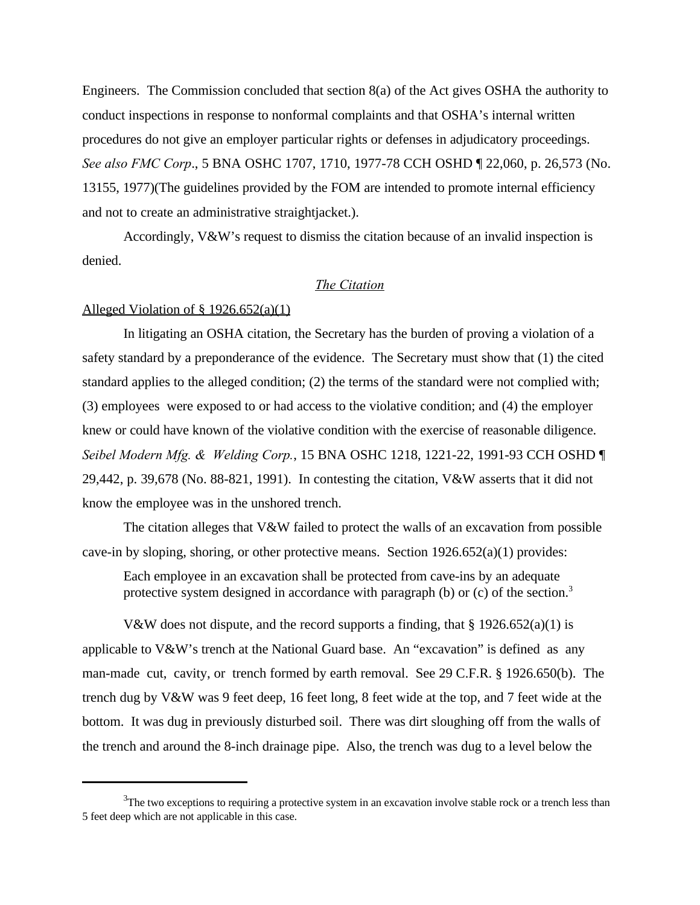Engineers. The Commission concluded that section 8(a) of the Act gives OSHA the authority to conduct inspections in response to nonformal complaints and that OSHA's internal written procedures do not give an employer particular rights or defenses in adjudicatory proceedings. *See also FMC Corp*., 5 BNA OSHC 1707, 1710, 1977-78 CCH OSHD ¶ 22,060, p. 26,573 (No. 13155, 1977)(The guidelines provided by the FOM are intended to promote internal efficiency and not to create an administrative straightjacket.).

Accordingly, V&W's request to dismiss the citation because of an invalid inspection is denied.

*The Citation*

Alleged Violation of § 1926.652(a)(1)

In litigating an OSHA citation, the Secretary has the burden of proving a violation of a safety standard by a preponderance of the evidence. The Secretary must show that (1) the cited standard applies to the alleged condition; (2) the terms of the standard were not complied with; (3) employees were exposed to or had access to the violative condition; and (4) the employer knew or could have known of the violative condition with the exercise of reasonable diligence. *Seibel Modern Mfg. & Welding Corp.*, 15 BNA OSHC 1218, 1221-22, 1991-93 CCH OSHD ¶ 29,442, p. 39,678 (No. 88-821, 1991). In contesting the citation, V&W asserts that it did not know the employee was in the unshored trench.

The citation alleges that V&W failed to protect the walls of an excavation from possible cave-in by sloping, shoring, or other protective means. Section 1926.652(a)(1) provides:

> Each employee in an excavation shall be protected from cave-ins by an adequate protective system designed in accordance with paragraph (b) or (c) of the section.[3]

V&W does not dispute, and the record supports a finding, that § 1926.652(a)(1) is applicable to V&W's trench at the National Guard base. An "excavation" is defined as any man-made cut, cavity, or trench formed by earth removal. See 29 C.F.R. § 1926.650(b). The trench dug by V&W was 9 feet deep, 16 feet long, 8 feet wide at the top, and 7 feet wide at the bottom. It was dug in previously disturbed soil. There was dirt sloughing off from the walls of the trench and around the 8-inch drainage pipe. Also, the trench was dug to a level below the

---

[3] The two exceptions to requiring a protective system in an excavation involve stable rock or a trench less than 5 feet deep which are not applicable in this case.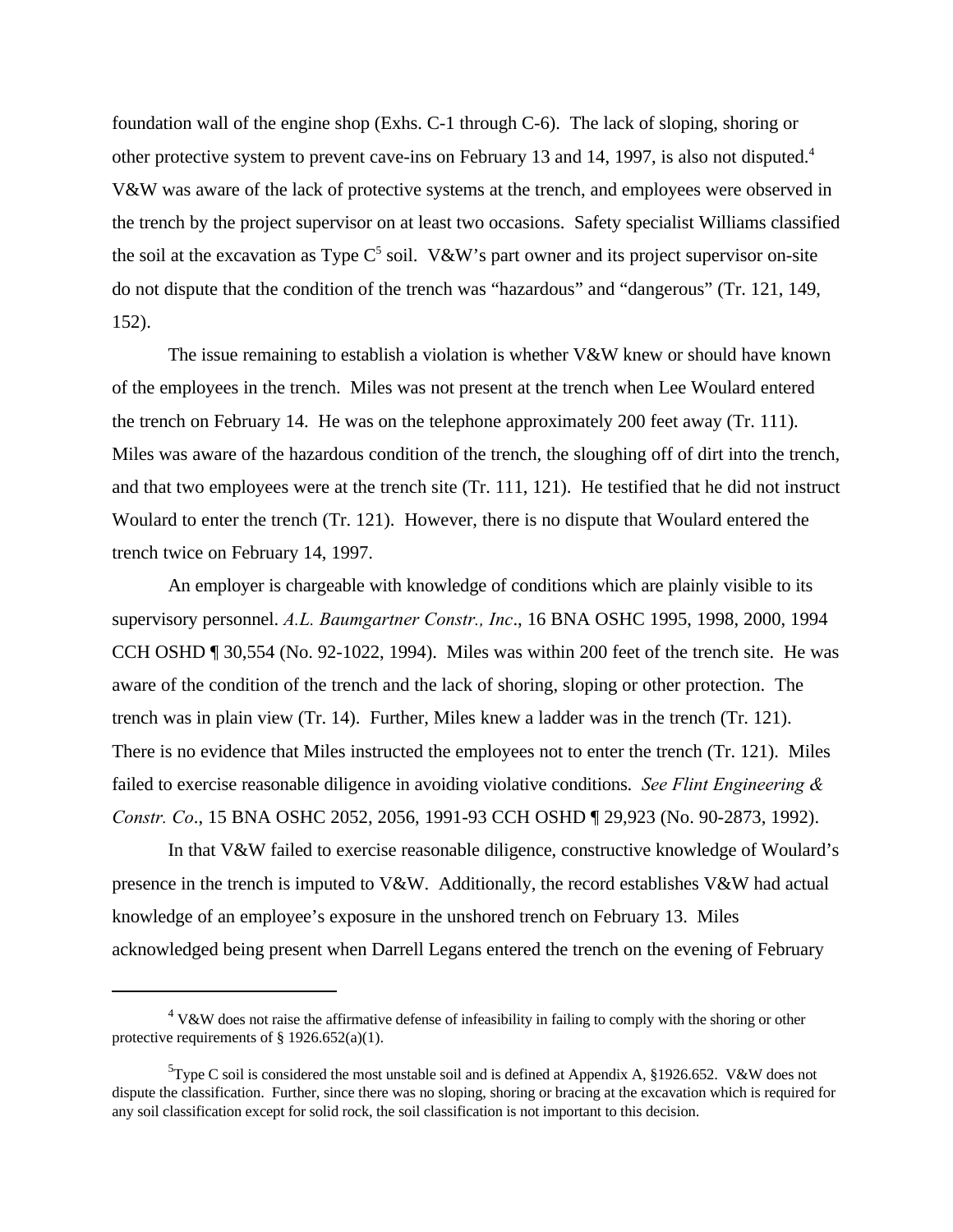foundation wall of the engine shop (Exhs. C-1 through C-6). The lack of sloping, shoring or other protective system to prevent cave-ins on February 13 and 14, 1997, is also not disputed.[4] V&W was aware of the lack of protective systems at the trench, and employees were observed in the trench by the project supervisor on at least two occasions. Safety specialist Williams classified the soil at the excavation as Type C[5] soil. V&W's part owner and its project supervisor on-site do not dispute that the condition of the trench was "hazardous" and "dangerous" (Tr. 121, 149, 152).

The issue remaining to establish a violation is whether V&W knew or should have known of the employees in the trench. Miles was not present at the trench when Lee Woulard entered the trench on February 14. He was on the telephone approximately 200 feet away (Tr. 111). Miles was aware of the hazardous condition of the trench, the sloughing off of dirt into the trench, and that two employees were at the trench site (Tr. 111, 121). He testified that he did not instruct Woulard to enter the trench (Tr. 121). However, there is no dispute that Woulard entered the trench twice on February 14, 1997.

An employer is chargeable with knowledge of conditions which are plainly visible to its supervisory personnel. *A.L. Baumgartner Constr., Inc*., 16 BNA OSHC 1995, 1998, 2000, 1994 CCH OSHD ¶ 30,554 (No. 92-1022, 1994). Miles was within 200 feet of the trench site. He was aware of the condition of the trench and the lack of shoring, sloping or other protection. The trench was in plain view (Tr. 14). Further, Miles knew a ladder was in the trench (Tr. 121). There is no evidence that Miles instructed the employees not to enter the trench (Tr. 121). Miles failed to exercise reasonable diligence in avoiding violative conditions. *See Flint Engineering & Constr. Co*., 15 BNA OSHC 2052, 2056, 1991-93 CCH OSHD ¶ 29,923 (No. 90-2873, 1992).

In that V&W failed to exercise reasonable diligence, constructive knowledge of Woulard's presence in the trench is imputed to V&W. Additionally, the record establishes V&W had actual knowledge of an employee's exposure in the unshored trench on February 13. Miles acknowledged being present when Darrell Legans entered the trench on the evening of February

---

[4] V&W does not raise the affirmative defense of infeasibility in failing to comply with the shoring or other protective requirements of § 1926.652(a)(1).

[5] Type C soil is considered the most unstable soil and is defined at Appendix A, §1926.652. V&W does not dispute the classification. Further, since there was no sloping, shoring or bracing at the excavation which is required for any soil classification except for solid rock, the soil classification is not important to this decision.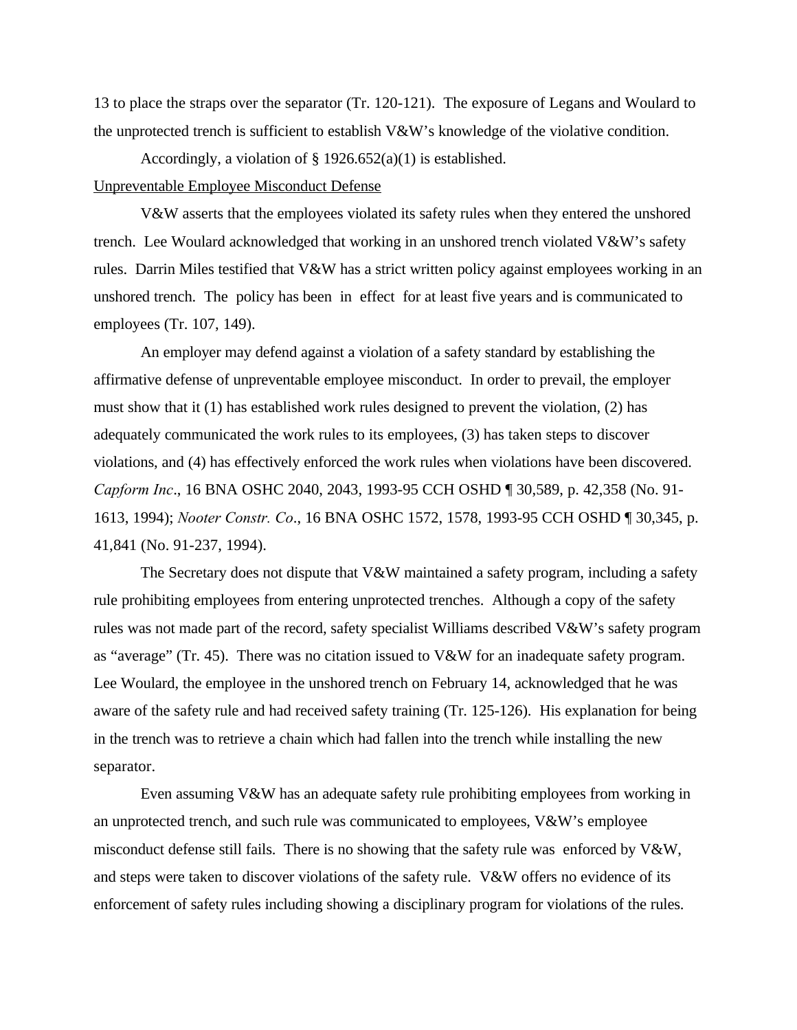13 to place the straps over the separator (Tr. 120-121). The exposure of Legans and Woulard to the unprotected trench is sufficient to establish V&W's knowledge of the violative condition.

Accordingly, a violation of § 1926.652(a)(1) is established.

Unpreventable Employee Misconduct Defense

V&W asserts that the employees violated its safety rules when they entered the unshored trench. Lee Woulard acknowledged that working in an unshored trench violated V&W's safety rules. Darrin Miles testified that V&W has a strict written policy against employees working in an unshored trench. The policy has been in effect for at least five years and is communicated to employees (Tr. 107, 149).

An employer may defend against a violation of a safety standard by establishing the affirmative defense of unpreventable employee misconduct. In order to prevail, the employer must show that it (1) has established work rules designed to prevent the violation, (2) has adequately communicated the work rules to its employees, (3) has taken steps to discover violations, and (4) has effectively enforced the work rules when violations have been discovered. *Capform Inc*., 16 BNA OSHC 2040, 2043, 1993-95 CCH OSHD ¶ 30,589, p. 42,358 (No. 91-1613, 1994); *Nooter Constr. Co*., 16 BNA OSHC 1572, 1578, 1993-95 CCH OSHD ¶ 30,345, p. 41,841 (No. 91-237, 1994).

The Secretary does not dispute that V&W maintained a safety program, including a safety rule prohibiting employees from entering unprotected trenches. Although a copy of the safety rules was not made part of the record, safety specialist Williams described V&W's safety program as "average" (Tr. 45). There was no citation issued to V&W for an inadequate safety program. Lee Woulard, the employee in the unshored trench on February 14, acknowledged that he was aware of the safety rule and had received safety training (Tr. 125-126). His explanation for being in the trench was to retrieve a chain which had fallen into the trench while installing the new separator.

Even assuming V&W has an adequate safety rule prohibiting employees from working in an unprotected trench, and such rule was communicated to employees, V&W's employee misconduct defense still fails. There is no showing that the safety rule was enforced by V&W, and steps were taken to discover violations of the safety rule. V&W offers no evidence of its enforcement of safety rules including showing a disciplinary program for violations of the rules.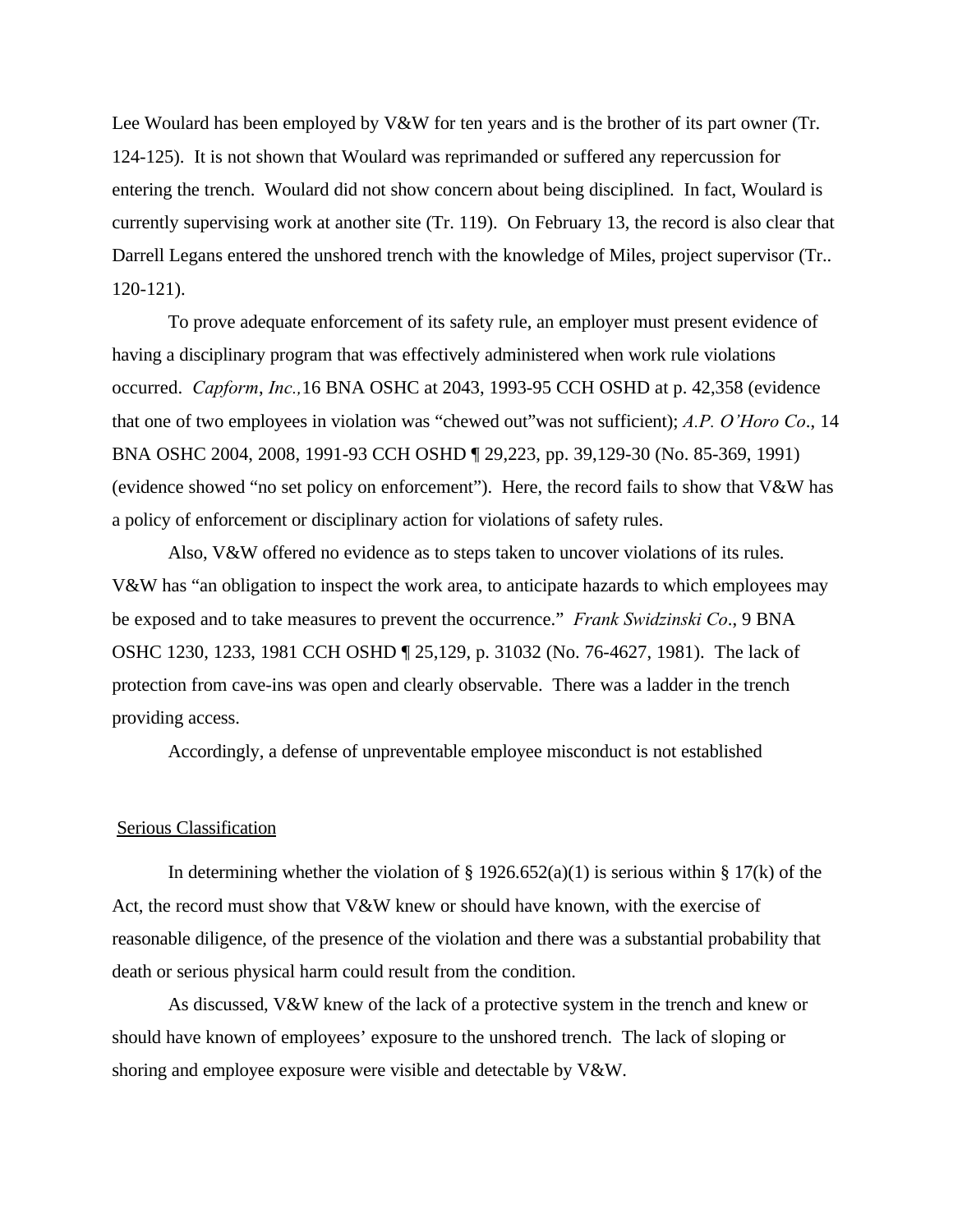Lee Woulard has been employed by V&W for ten years and is the brother of its part owner (Tr. 124-125). It is not shown that Woulard was reprimanded or suffered any repercussion for entering the trench. Woulard did not show concern about being disciplined. In fact, Woulard is currently supervising work at another site (Tr. 119). On February 13, the record is also clear that Darrell Legans entered the unshored trench with the knowledge of Miles, project supervisor (Tr.. 120-121).

To prove adequate enforcement of its safety rule, an employer must present evidence of having a disciplinary program that was effectively administered when work rule violations occurred. *Capform*, *Inc.,* 16 BNA OSHC at 2043, 1993-95 CCH OSHD at p. 42,358 (evidence that one of two employees in violation was "chewed out"was not sufficient); *A.P. O'Horo Co*., 14 BNA OSHC 2004, 2008, 1991-93 CCH OSHD ¶ 29,223, pp. 39,129-30 (No. 85-369, 1991) (evidence showed "no set policy on enforcement"). Here, the record fails to show that V&W has a policy of enforcement or disciplinary action for violations of safety rules.

Also, V&W offered no evidence as to steps taken to uncover violations of its rules. V&W has "an obligation to inspect the work area, to anticipate hazards to which employees may be exposed and to take measures to prevent the occurrence." *Frank Swidzinski Co*., 9 BNA OSHC 1230, 1233, 1981 CCH OSHD ¶ 25,129, p. 31032 (No. 76-4627, 1981). The lack of protection from cave-ins was open and clearly observable. There was a ladder in the trench providing access.

Accordingly, a defense of unpreventable employee misconduct is not established

## Serious Classification

In determining whether the violation of § 1926.652(a)(1) is serious within § 17(k) of the Act, the record must show that V&W knew or should have known, with the exercise of reasonable diligence, of the presence of the violation and there was a substantial probability that death or serious physical harm could result from the condition.

As discussed, V&W knew of the lack of a protective system in the trench and knew or should have known of employees' exposure to the unshored trench. The lack of sloping or shoring and employee exposure were visible and detectable by V&W.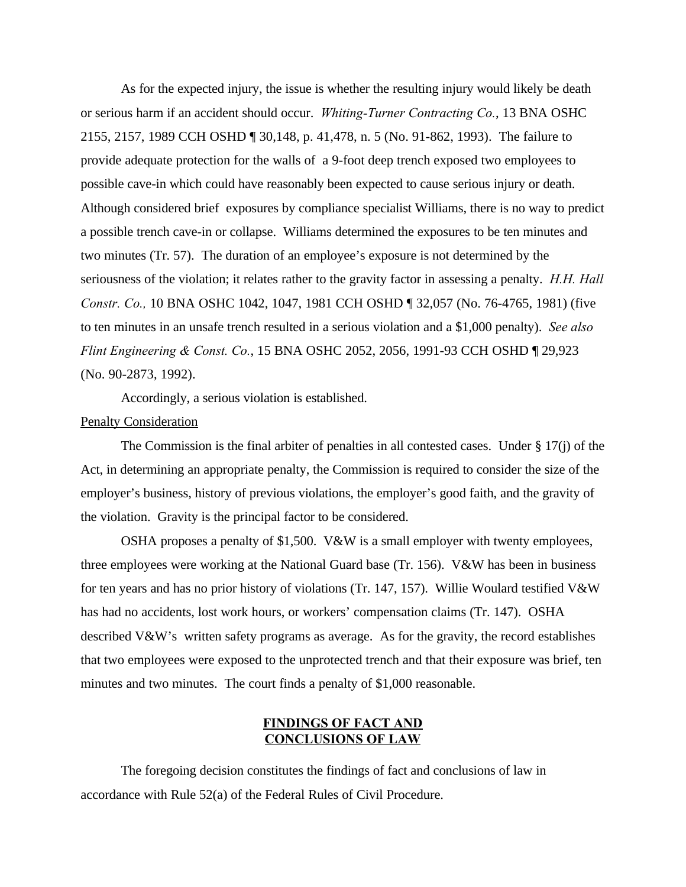As for the expected injury, the issue is whether the resulting injury would likely be death or serious harm if an accident should occur. *Whiting-Turner Contracting Co.*, 13 BNA OSHC 2155, 2157, 1989 CCH OSHD ¶ 30,148, p. 41,478, n. 5 (No. 91-862, 1993). The failure to provide adequate protection for the walls of a 9-foot deep trench exposed two employees to possible cave-in which could have reasonably been expected to cause serious injury or death. Although considered brief exposures by compliance specialist Williams, there is no way to predict a possible trench cave-in or collapse. Williams determined the exposures to be ten minutes and two minutes (Tr. 57). The duration of an employee's exposure is not determined by the seriousness of the violation; it relates rather to the gravity factor in assessing a penalty. *H.H. Hall Constr. Co.,* 10 BNA OSHC 1042, 1047, 1981 CCH OSHD ¶ 32,057 (No. 76-4765, 1981) (five to ten minutes in an unsafe trench resulted in a serious violation and a $1,000 penalty). *See also Flint Engineering & Const. Co.*, 15 BNA OSHC 2052, 2056, 1991-93 CCH OSHD ¶ 29,923 (No. 90-2873, 1992).

Accordingly, a serious violation is established.

<u>Penalty Consideration</u>

The Commission is the final arbiter of penalties in all contested cases. Under § 17(j) of the Act, in determining an appropriate penalty, the Commission is required to consider the size of the employer's business, history of previous violations, the employer's good faith, and the gravity of the violation. Gravity is the principal factor to be considered.

OSHA proposes a penalty of $1,500. V&W is a small employer with twenty employees, three employees were working at the National Guard base (Tr. 156). V&W has been in business for ten years and has no prior history of violations (Tr. 147, 157). Willie Woulard testified V&W has had no accidents, lost work hours, or workers' compensation claims (Tr. 147). OSHA described V&W's written safety programs as average. As for the gravity, the record establishes that two employees were exposed to the unprotected trench and that their exposure was brief, ten minutes and two minutes. The court finds a penalty of $1,000 reasonable.

## **FINDINGS OF FACT AND CONCLUSIONS OF LAW**

The foregoing decision constitutes the findings of fact and conclusions of law in accordance with Rule 52(a) of the Federal Rules of Civil Procedure.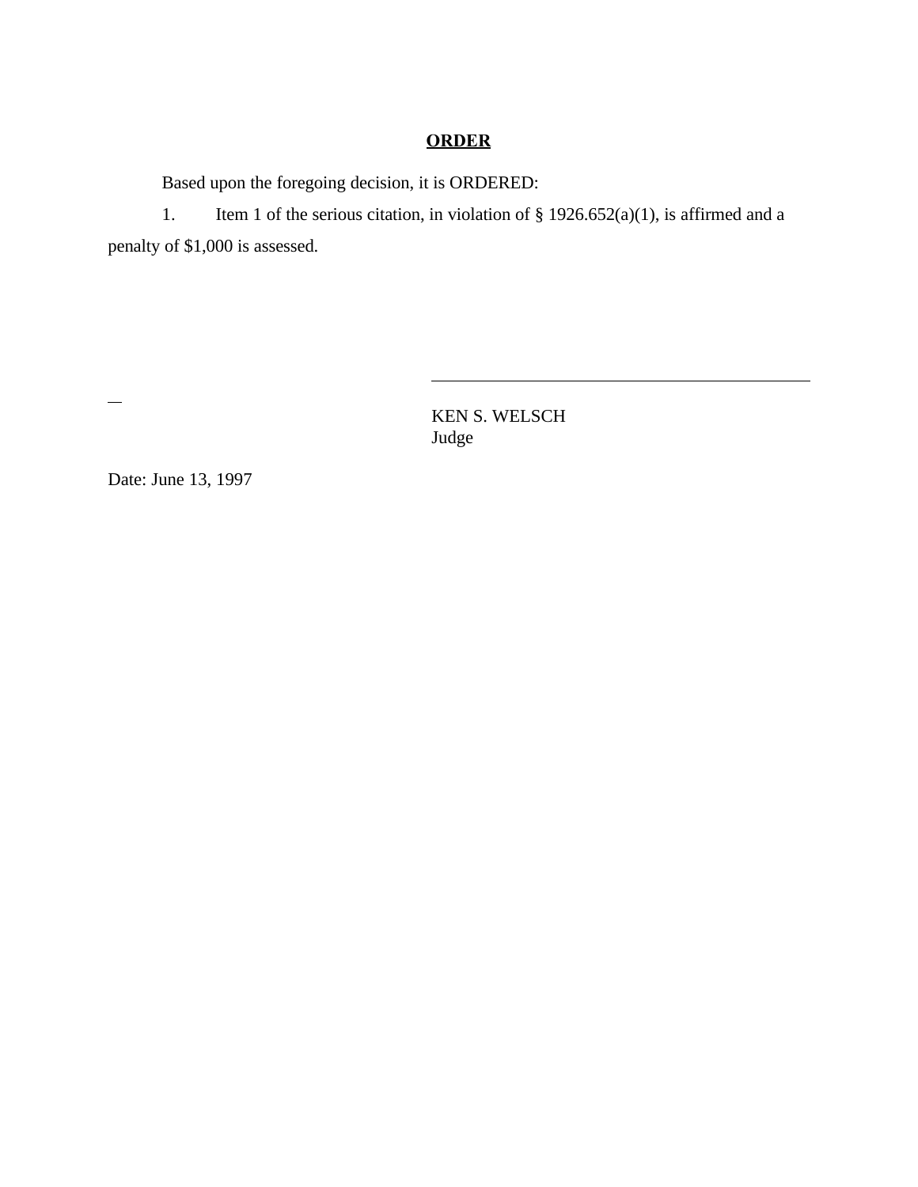**ORDER**

Based upon the foregoing decision, it is ORDERED:

1. Item 1 of the serious citation, in violation of § 1926.652(a)(1), is affirmed and a penalty of $1,000 is assessed.

KEN S. WELSCH
Judge

Date: June 13, 1997